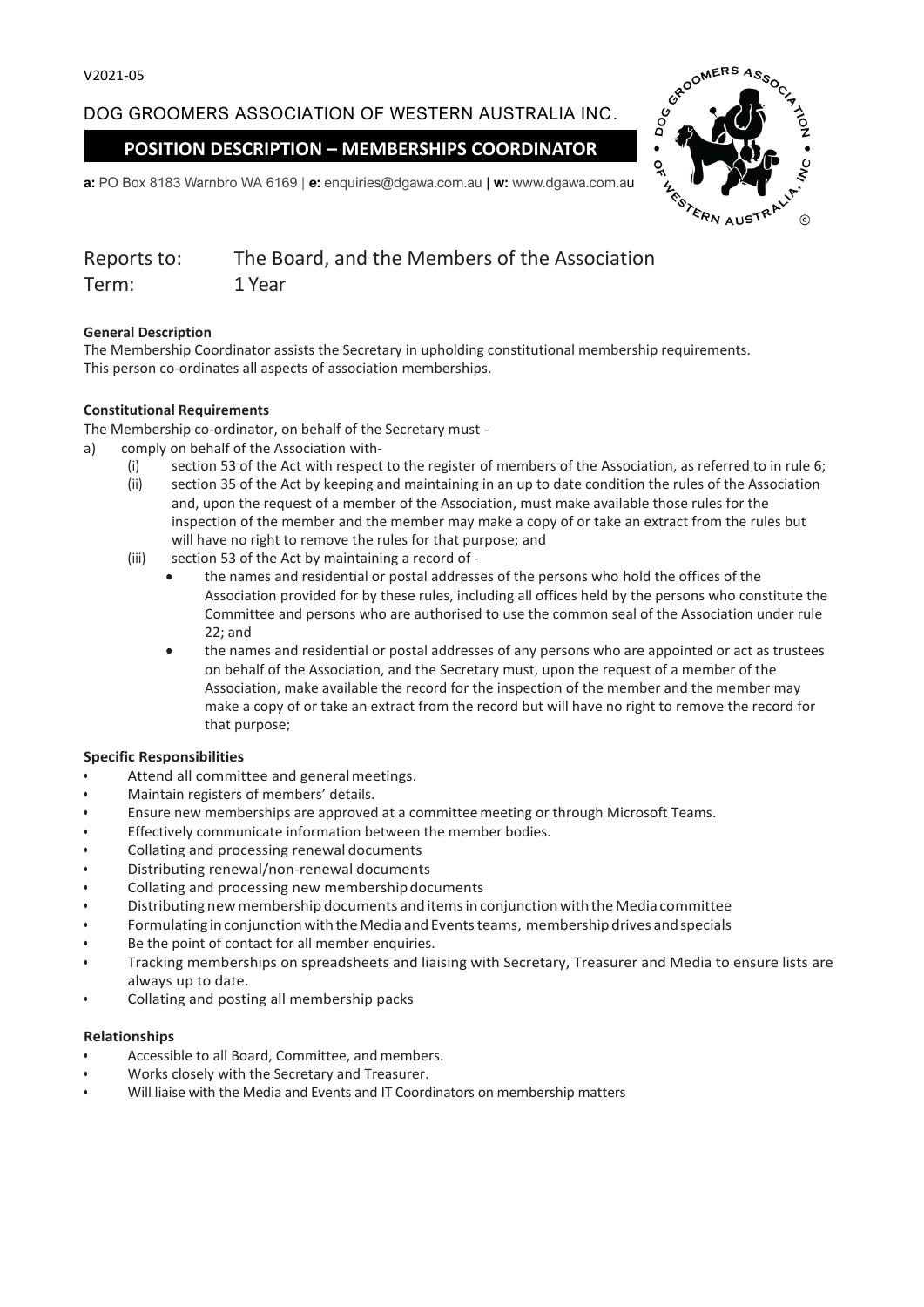V2021-05

DOG GROOMERS ASSOCIATION OF WESTERN AUSTRALIA INC.

# POSITION DESCRIPTION – MEMBERSHIPS COORDINATOR

**a:** PO Box 8183 Warnbro WA 6169 | **e:** enquiries@dgawa.com.au | **w:** www.dgawa.com.au

Reports to: The Board, and the Members of the Association
Term: 1 Year

**General Description**

The Membership Coordinator assists the Secretary in upholding constitutional membership requirements. This person co-ordinates all aspects of association memberships.

**Constitutional Requirements**

The Membership co-ordinator, on behalf of the Secretary must -

a) comply on behalf of the Association with-
   (i) section 53 of the Act with respect to the register of members of the Association, as referred to in rule 6;
   (ii) section 35 of the Act by keeping and maintaining in an up to date condition the rules of the Association and, upon the request of a member of the Association, must make available those rules for the inspection of the member and the member may make a copy of or take an extract from the rules but will have no right to remove the rules for that purpose; and
   (iii) section 53 of the Act by maintaining a record of -
   - the names and residential or postal addresses of the persons who hold the offices of the Association provided for by these rules, including all offices held by the persons who constitute the Committee and persons who are authorised to use the common seal of the Association under rule 22; and
   - the names and residential or postal addresses of any persons who are appointed or act as trustees on behalf of the Association, and the Secretary must, upon the request of a member of the Association, make available the record for the inspection of the member and the member may make a copy of or take an extract from the record but will have no right to remove the record for that purpose;

**Specific Responsibilities**

- Attend all committee and general meetings.
- Maintain registers of members' details.
- Ensure new memberships are approved at a committee meeting or through Microsoft Teams.
- Effectively communicate information between the member bodies.
- Collating and processing renewal documents
- Distributing renewal/non-renewal documents
- Collating and processing new membership documents
- Distributing new membership documents and items in conjunction with the Media committee
- Formulating in conjunction with the Media and Events teams, membership drives and specials
- Be the point of contact for all member enquiries.
- Tracking memberships on spreadsheets and liaising with Secretary, Treasurer and Media to ensure lists are always up to date.
- Collating and posting all membership packs

**Relationships**

- Accessible to all Board, Committee, and members.
- Works closely with the Secretary and Treasurer.
- Will liaise with the Media and Events and IT Coordinators on membership matters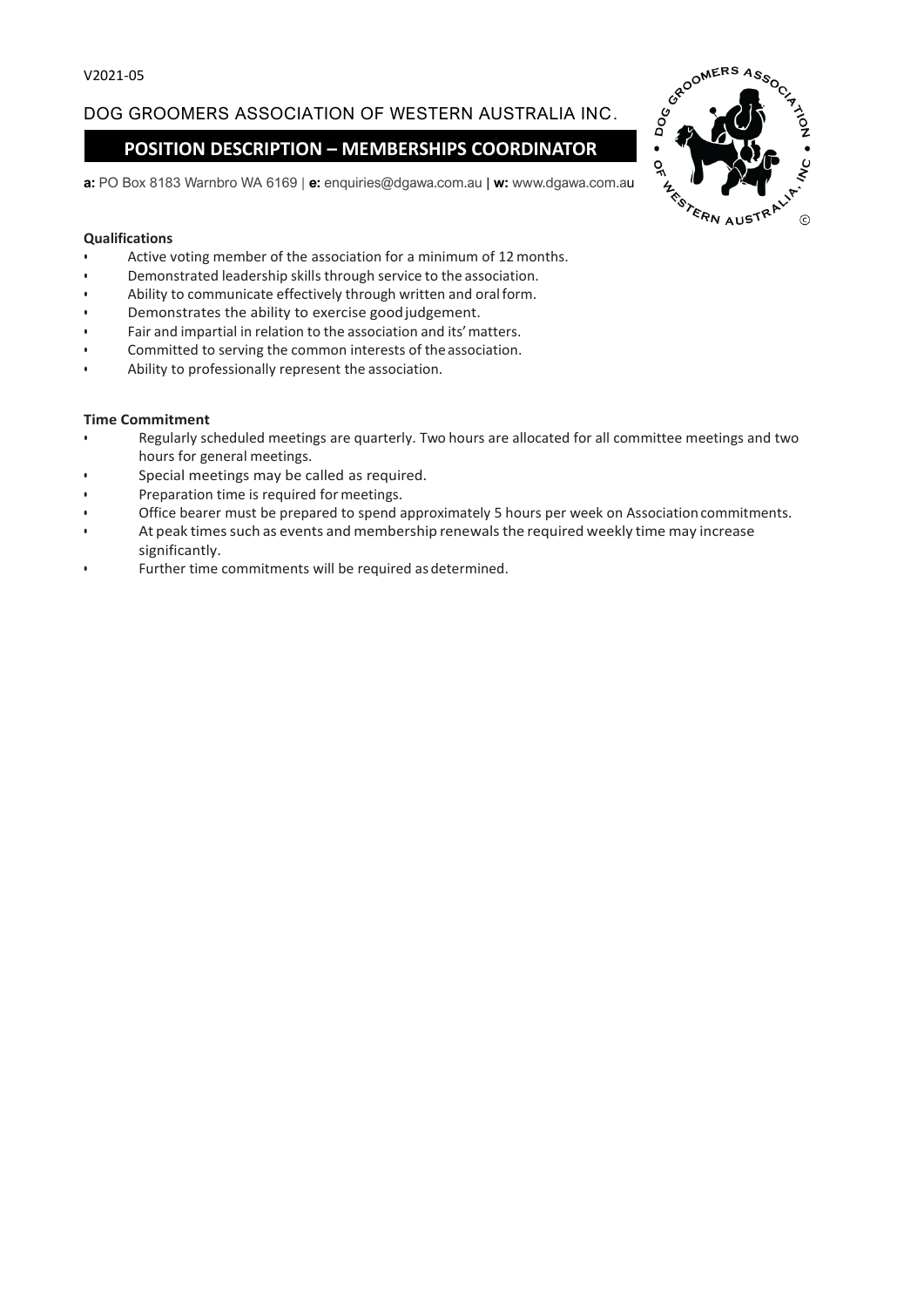V2021-05

DOG GROOMERS ASSOCIATION OF WESTERN AUSTRALIA INC.

# POSITION DESCRIPTION – MEMBERSHIPS COORDINATOR

**a:** PO Box 8183 Warnbro WA 6169 | **e:** enquiries@dgawa.com.au | **w:** www.dgawa.com.au

**Qualifications**

- Active voting member of the association for a minimum of 12 months.
- Demonstrated leadership skills through service to the association.
- Ability to communicate effectively through written and oral form.
- Demonstrates the ability to exercise good judgement.
- Fair and impartial in relation to the association and its' matters.
- Committed to serving the common interests of the association.
- Ability to professionally represent the association.

**Time Commitment**

- Regularly scheduled meetings are quarterly. Two hours are allocated for all committee meetings and two hours for general meetings.
- Special meetings may be called as required.
- Preparation time is required for meetings.
- Office bearer must be prepared to spend approximately 5 hours per week on Association commitments.
- At peak times such as events and membership renewals the required weekly time may increase significantly.
- Further time commitments will be required as determined.